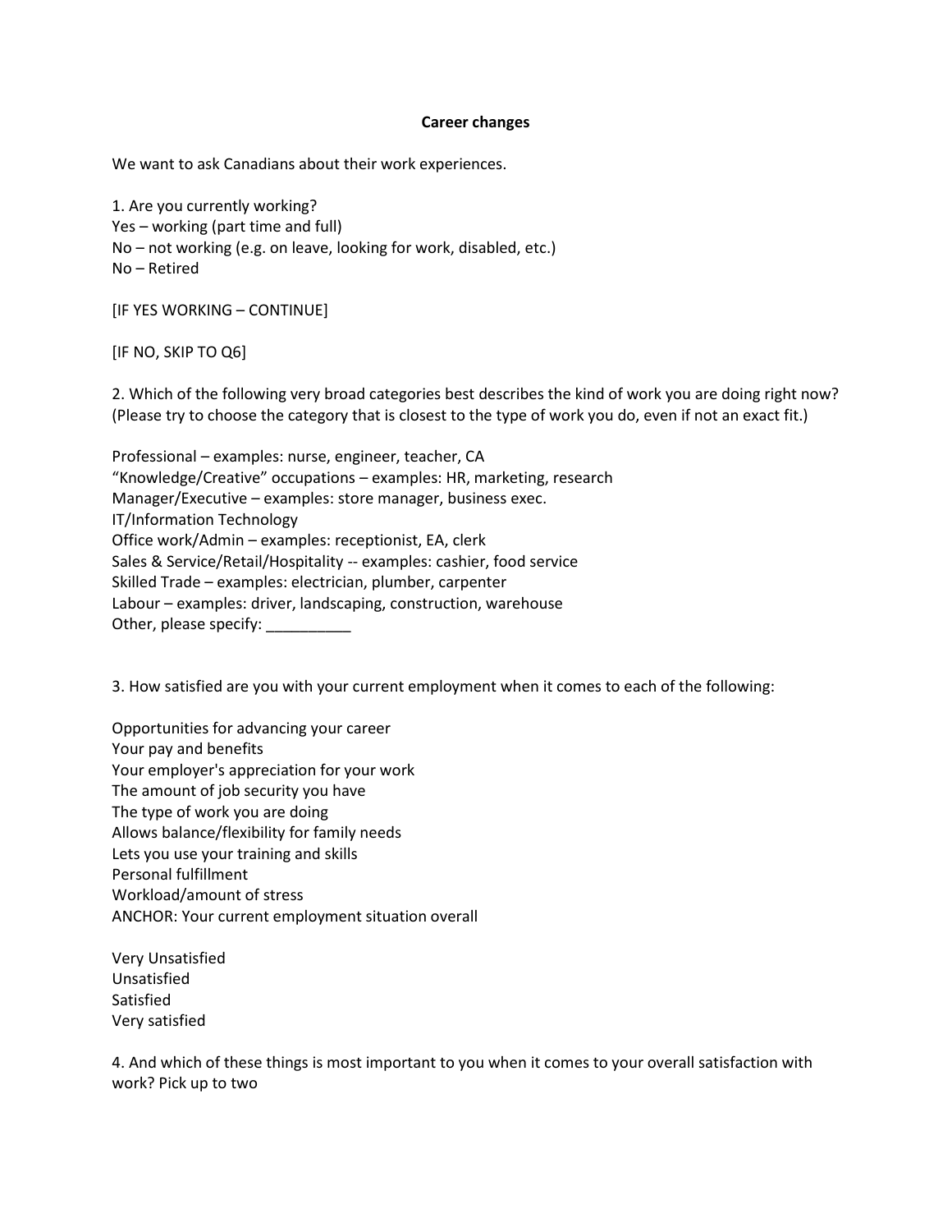**Career changes**

We want to ask Canadians about their work experiences.

1. Are you currently working?
Yes – working (part time and full)
No – not working (e.g. on leave, looking for work, disabled, etc.)
No – Retired

[IF YES WORKING – CONTINUE]

[IF NO, SKIP TO Q6]

2. Which of the following very broad categories best describes the kind of work you are doing right now? (Please try to choose the category that is closest to the type of work you do, even if not an exact fit.)

Professional – examples: nurse, engineer, teacher, CA
"Knowledge/Creative" occupations – examples: HR, marketing, research
Manager/Executive – examples: store manager, business exec.
IT/Information Technology
Office work/Admin – examples: receptionist, EA, clerk
Sales & Service/Retail/Hospitality -- examples: cashier, food service
Skilled Trade – examples: electrician, plumber, carpenter
Labour – examples: driver, landscaping, construction, warehouse
Other, please specify: __________

3. How satisfied are you with your current employment when it comes to each of the following:

Opportunities for advancing your career
Your pay and benefits
Your employer's appreciation for your work
The amount of job security you have
The type of work you are doing
Allows balance/flexibility for family needs
Lets you use your training and skills
Personal fulfillment
Workload/amount of stress
ANCHOR: Your current employment situation overall

Very Unsatisfied
Unsatisfied
Satisfied
Very satisfied

4. And which of these things is most important to you when it comes to your overall satisfaction with work? Pick up to two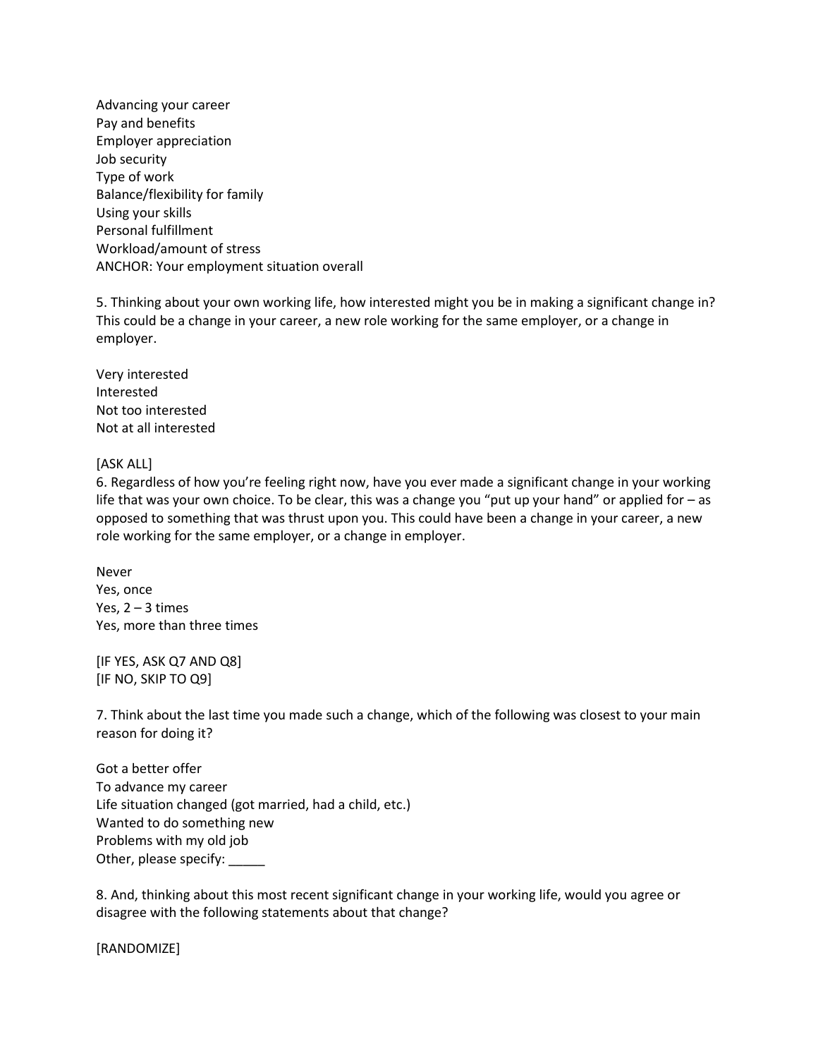Advancing your career
Pay and benefits
Employer appreciation
Job security
Type of work
Balance/flexibility for family
Using your skills
Personal fulfillment
Workload/amount of stress
ANCHOR: Your employment situation overall

5. Thinking about your own working life, how interested might you be in making a significant change in? This could be a change in your career, a new role working for the same employer, or a change in employer.

Very interested
Interested
Not too interested
Not at all interested

[ASK ALL]
6. Regardless of how you're feeling right now, have you ever made a significant change in your working life that was your own choice. To be clear, this was a change you "put up your hand" or applied for – as opposed to something that was thrust upon you. This could have been a change in your career, a new role working for the same employer, or a change in employer.

Never
Yes, once
Yes, 2 – 3 times
Yes, more than three times

[IF YES, ASK Q7 AND Q8]
[IF NO, SKIP TO Q9]

7. Think about the last time you made such a change, which of the following was closest to your main reason for doing it?

Got a better offer
To advance my career
Life situation changed (got married, had a child, etc.)
Wanted to do something new
Problems with my old job
Other, please specify: _____

8. And, thinking about this most recent significant change in your working life, would you agree or disagree with the following statements about that change?

[RANDOMIZE]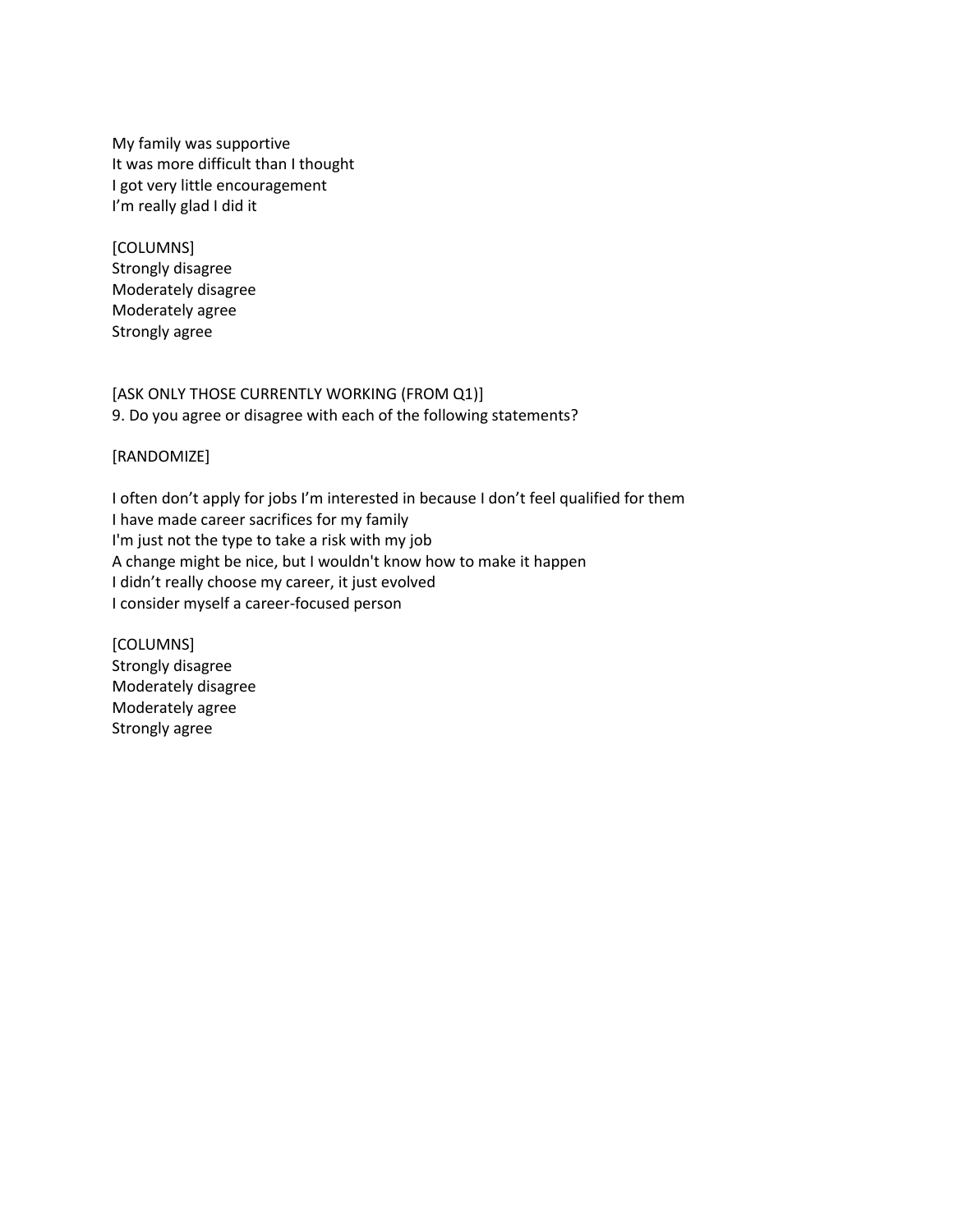My family was supportive
It was more difficult than I thought
I got very little encouragement
I’m really glad I did it

[COLUMNS]
Strongly disagree
Moderately disagree
Moderately agree
Strongly agree

[ASK ONLY THOSE CURRENTLY WORKING (FROM Q1)]
9. Do you agree or disagree with each of the following statements?

[RANDOMIZE]

I often don’t apply for jobs I’m interested in because I don’t feel qualified for them
I have made career sacrifices for my family
I'm just not the type to take a risk with my job
A change might be nice, but I wouldn't know how to make it happen
I didn’t really choose my career, it just evolved
I consider myself a career-focused person

[COLUMNS]
Strongly disagree
Moderately disagree
Moderately agree
Strongly agree